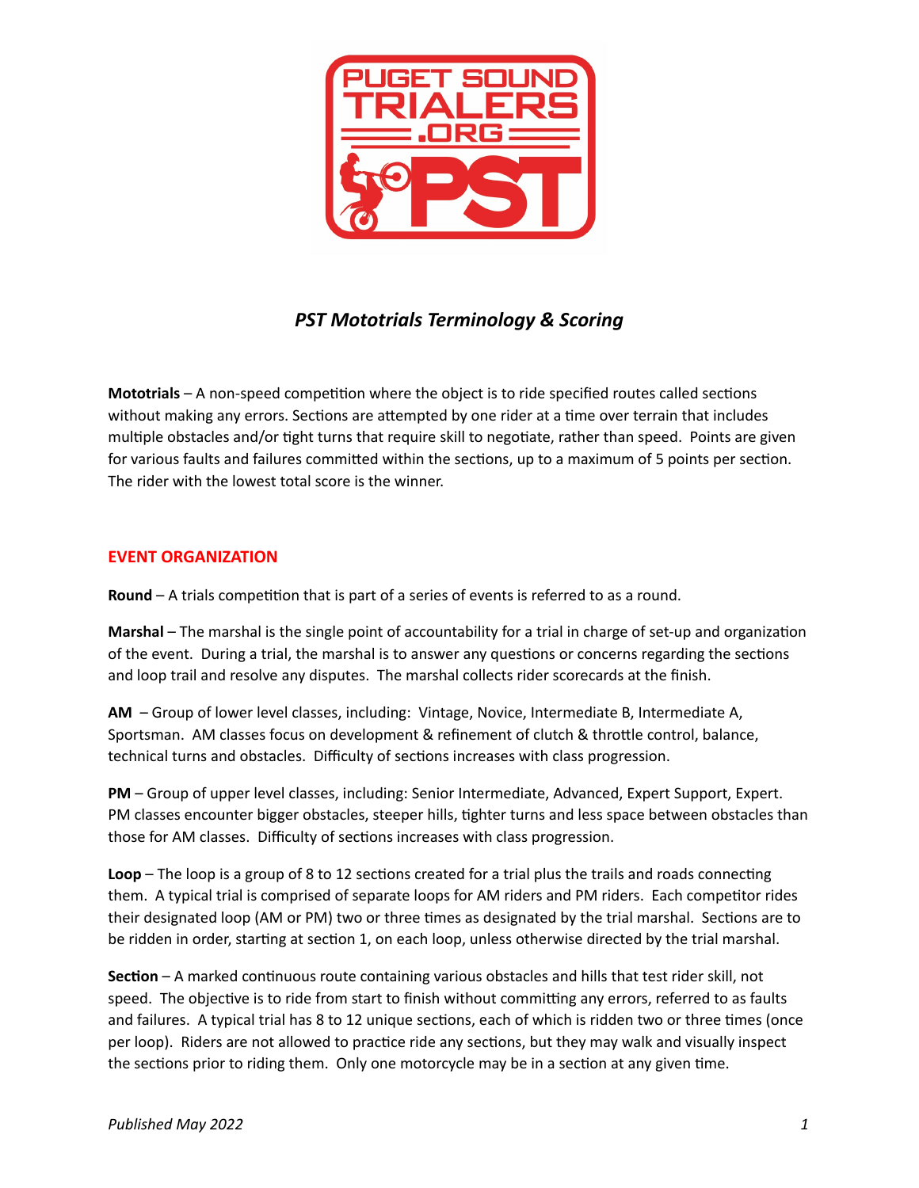# *PST Mototrials Terminology & Scoring*

**Mototrials** – A non-speed competition where the object is to ride specified routes called sections without making any errors. Sections are attempted by one rider at a time over terrain that includes multiple obstacles and/or tight turns that require skill to negotiate, rather than speed. Points are given for various faults and failures committed within the sections, up to a maximum of 5 points per section. The rider with the lowest total score is the winner.

## EVENT ORGANIZATION

**Round** – A trials competition that is part of a series of events is referred to as a round.

**Marshal** – The marshal is the single point of accountability for a trial in charge of set-up and organization of the event. During a trial, the marshal is to answer any questions or concerns regarding the sections and loop trail and resolve any disputes. The marshal collects rider scorecards at the finish.

**AM** – Group of lower level classes, including: Vintage, Novice, Intermediate B, Intermediate A, Sportsman. AM classes focus on development & refinement of clutch & throttle control, balance, technical turns and obstacles. Difficulty of sections increases with class progression.

**PM** – Group of upper level classes, including: Senior Intermediate, Advanced, Expert Support, Expert. PM classes encounter bigger obstacles, steeper hills, tighter turns and less space between obstacles than those for AM classes. Difficulty of sections increases with class progression.

**Loop** – The loop is a group of 8 to 12 sections created for a trial plus the trails and roads connecting them. A typical trial is comprised of separate loops for AM riders and PM riders. Each competitor rides their designated loop (AM or PM) two or three times as designated by the trial marshal. Sections are to be ridden in order, starting at section 1, on each loop, unless otherwise directed by the trial marshal.

**Section** – A marked continuous route containing various obstacles and hills that test rider skill, not speed. The objective is to ride from start to finish without committing any errors, referred to as faults and failures. A typical trial has 8 to 12 unique sections, each of which is ridden two or three times (once per loop). Riders are not allowed to practice ride any sections, but they may walk and visually inspect the sections prior to riding them. Only one motorcycle may be in a section at any given time.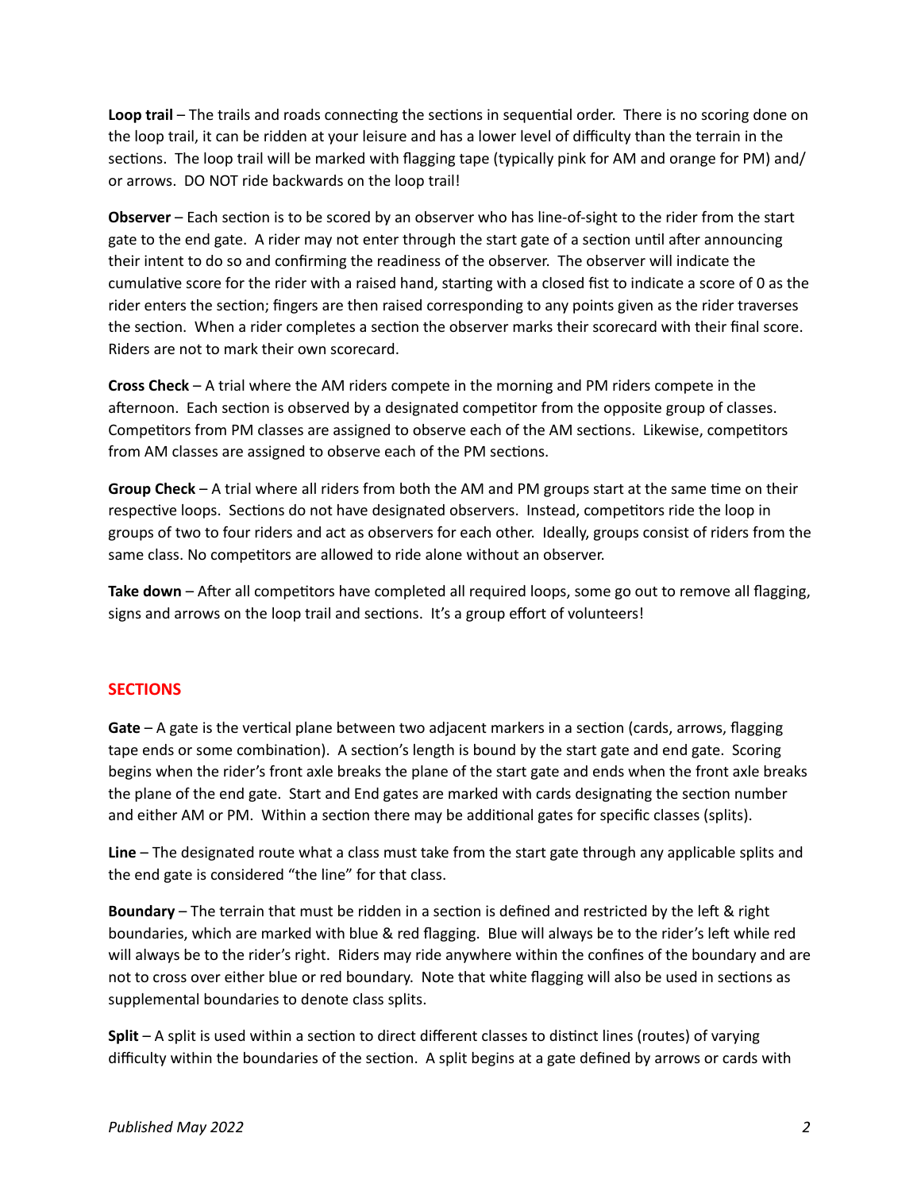**Loop trail** – The trails and roads connecting the sections in sequential order. There is no scoring done on the loop trail, it can be ridden at your leisure and has a lower level of difficulty than the terrain in the sections. The loop trail will be marked with flagging tape (typically pink for AM and orange for PM) and/or arrows. DO NOT ride backwards on the loop trail!

**Observer** – Each section is to be scored by an observer who has line-of-sight to the rider from the start gate to the end gate. A rider may not enter through the start gate of a section until after announcing their intent to do so and confirming the readiness of the observer. The observer will indicate the cumulative score for the rider with a raised hand, starting with a closed fist to indicate a score of 0 as the rider enters the section; fingers are then raised corresponding to any points given as the rider traverses the section. When a rider completes a section the observer marks their scorecard with their final score. Riders are not to mark their own scorecard.

**Cross Check** – A trial where the AM riders compete in the morning and PM riders compete in the afternoon. Each section is observed by a designated competitor from the opposite group of classes. Competitors from PM classes are assigned to observe each of the AM sections. Likewise, competitors from AM classes are assigned to observe each of the PM sections.

**Group Check** – A trial where all riders from both the AM and PM groups start at the same time on their respective loops. Sections do not have designated observers. Instead, competitors ride the loop in groups of two to four riders and act as observers for each other. Ideally, groups consist of riders from the same class. No competitors are allowed to ride alone without an observer.

**Take down** – After all competitors have completed all required loops, some go out to remove all flagging, signs and arrows on the loop trail and sections. It's a group effort of volunteers!

## SECTIONS

**Gate** – A gate is the vertical plane between two adjacent markers in a section (cards, arrows, flagging tape ends or some combination). A section's length is bound by the start gate and end gate. Scoring begins when the rider's front axle breaks the plane of the start gate and ends when the front axle breaks the plane of the end gate. Start and End gates are marked with cards designating the section number and either AM or PM. Within a section there may be additional gates for specific classes (splits).

**Line** – The designated route what a class must take from the start gate through any applicable splits and the end gate is considered "the line" for that class.

**Boundary** – The terrain that must be ridden in a section is defined and restricted by the left & right boundaries, which are marked with blue & red flagging. Blue will always be to the rider's left while red will always be to the rider's right. Riders may ride anywhere within the confines of the boundary and are not to cross over either blue or red boundary. Note that white flagging will also be used in sections as supplemental boundaries to denote class splits.

**Split** – A split is used within a section to direct different classes to distinct lines (routes) of varying difficulty within the boundaries of the section. A split begins at a gate defined by arrows or cards with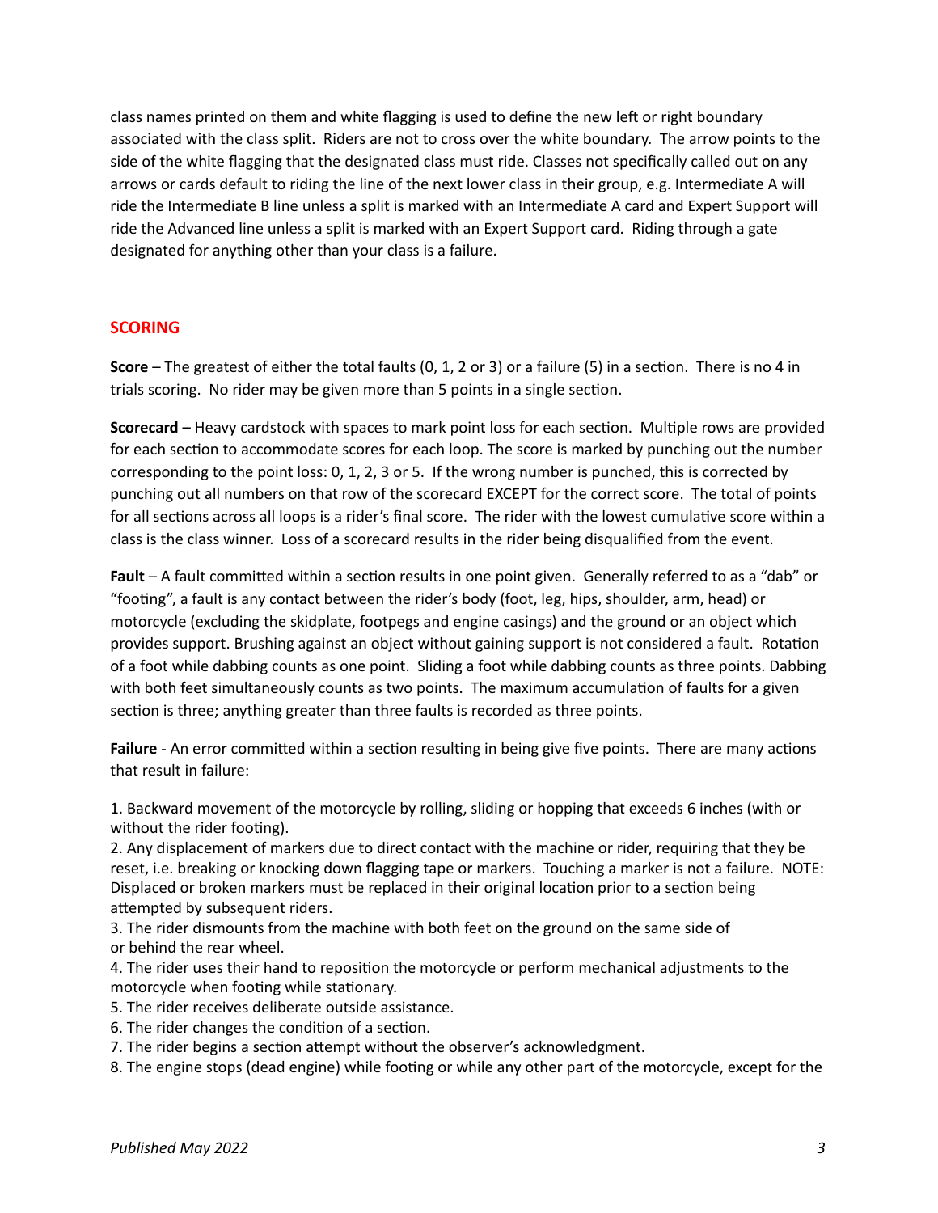class names printed on them and white flagging is used to define the new left or right boundary associated with the class split. Riders are not to cross over the white boundary. The arrow points to the side of the white flagging that the designated class must ride. Classes not specifically called out on any arrows or cards default to riding the line of the next lower class in their group, e.g. Intermediate A will ride the Intermediate B line unless a split is marked with an Intermediate A card and Expert Support will ride the Advanced line unless a split is marked with an Expert Support card. Riding through a gate designated for anything other than your class is a failure.

## SCORING

**Score** – The greatest of either the total faults (0, 1, 2 or 3) or a failure (5) in a section. There is no 4 in trials scoring. No rider may be given more than 5 points in a single section.

**Scorecard** – Heavy cardstock with spaces to mark point loss for each section. Multiple rows are provided for each section to accommodate scores for each loop. The score is marked by punching out the number corresponding to the point loss: 0, 1, 2, 3 or 5. If the wrong number is punched, this is corrected by punching out all numbers on that row of the scorecard EXCEPT for the correct score. The total of points for all sections across all loops is a rider's final score. The rider with the lowest cumulative score within a class is the class winner. Loss of a scorecard results in the rider being disqualified from the event.

**Fault** – A fault committed within a section results in one point given. Generally referred to as a "dab" or "footing", a fault is any contact between the rider's body (foot, leg, hips, shoulder, arm, head) or motorcycle (excluding the skidplate, footpegs and engine casings) and the ground or an object which provides support. Brushing against an object without gaining support is not considered a fault. Rotation of a foot while dabbing counts as one point. Sliding a foot while dabbing counts as three points. Dabbing with both feet simultaneously counts as two points. The maximum accumulation of faults for a given section is three; anything greater than three faults is recorded as three points.

**Failure** - An error committed within a section resulting in being give five points. There are many actions that result in failure:

1. Backward movement of the motorcycle by rolling, sliding or hopping that exceeds 6 inches (with or without the rider footing).
2. Any displacement of markers due to direct contact with the machine or rider, requiring that they be reset, i.e. breaking or knocking down flagging tape or markers. Touching a marker is not a failure. NOTE: Displaced or broken markers must be replaced in their original location prior to a section being attempted by subsequent riders.
3. The rider dismounts from the machine with both feet on the ground on the same side of or behind the rear wheel.
4. The rider uses their hand to reposition the motorcycle or perform mechanical adjustments to the motorcycle when footing while stationary.
5. The rider receives deliberate outside assistance.
6. The rider changes the condition of a section.
7. The rider begins a section attempt without the observer's acknowledgment.
8. The engine stops (dead engine) while footing or while any other part of the motorcycle, except for the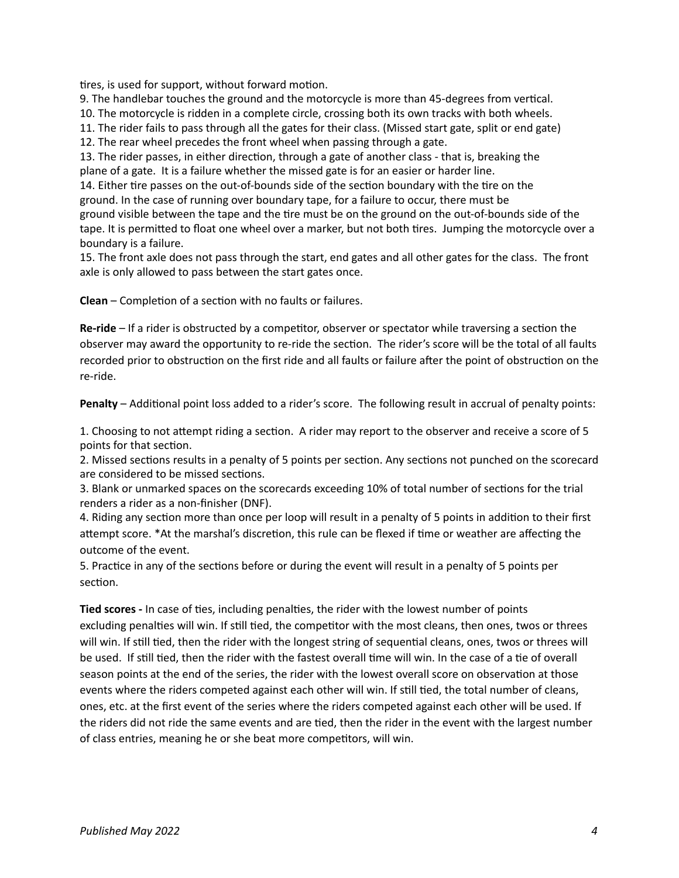tires, is used for support, without forward motion.

9. The handlebar touches the ground and the motorcycle is more than 45-degrees from vertical.
10. The motorcycle is ridden in a complete circle, crossing both its own tracks with both wheels.
11. The rider fails to pass through all the gates for their class. (Missed start gate, split or end gate)
12. The rear wheel precedes the front wheel when passing through a gate.
13. The rider passes, in either direction, through a gate of another class - that is, breaking the plane of a gate. It is a failure whether the missed gate is for an easier or harder line.
14. Either tire passes on the out-of-bounds side of the section boundary with the tire on the ground. In the case of running over boundary tape, for a failure to occur, there must be ground visible between the tape and the tire must be on the ground on the out-of-bounds side of the tape. It is permitted to float one wheel over a marker, but not both tires. Jumping the motorcycle over a boundary is a failure.
15. The front axle does not pass through the start, end gates and all other gates for the class. The front axle is only allowed to pass between the start gates once.

**Clean** – Completion of a section with no faults or failures.

**Re-ride** – If a rider is obstructed by a competitor, observer or spectator while traversing a section the observer may award the opportunity to re-ride the section. The rider's score will be the total of all faults recorded prior to obstruction on the first ride and all faults or failure after the point of obstruction on the re-ride.

**Penalty** – Additional point loss added to a rider's score. The following result in accrual of penalty points:

1. Choosing to not attempt riding a section. A rider may report to the observer and receive a score of 5 points for that section.
2. Missed sections results in a penalty of 5 points per section. Any sections not punched on the scorecard are considered to be missed sections.
3. Blank or unmarked spaces on the scorecards exceeding 10% of total number of sections for the trial renders a rider as a non-finisher (DNF).
4. Riding any section more than once per loop will result in a penalty of 5 points in addition to their first attempt score. *At the marshal's discretion, this rule can be flexed if time or weather are affecting the outcome of the event.
5. Practice in any of the sections before or during the event will result in a penalty of 5 points per section.

**Tied scores -** In case of ties, including penalties, the rider with the lowest number of points excluding penalties will win. If still tied, the competitor with the most cleans, then ones, twos or threes will win. If still tied, then the rider with the longest string of sequential cleans, ones, twos or threes will be used. If still tied, then the rider with the fastest overall time will win. In the case of a tie of overall season points at the end of the series, the rider with the lowest overall score on observation at those events where the riders competed against each other will win. If still tied, the total number of cleans, ones, etc. at the first event of the series where the riders competed against each other will be used. If the riders did not ride the same events and are tied, then the rider in the event with the largest number of class entries, meaning he or she beat more competitors, will win.

*Published May 2022*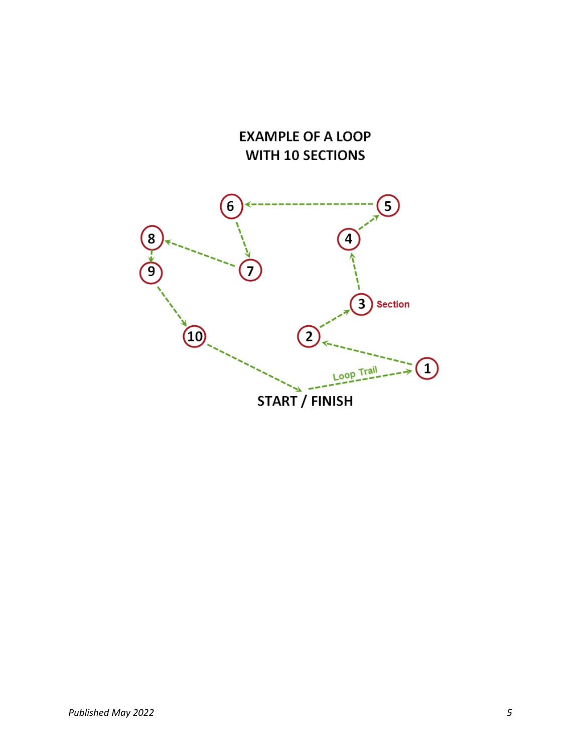## EXAMPLE OF A LOOP WITH 10 SECTIONS

6

5

8

4

9

7

3 Section

10

2

1

Loop Trail

START / FINISH